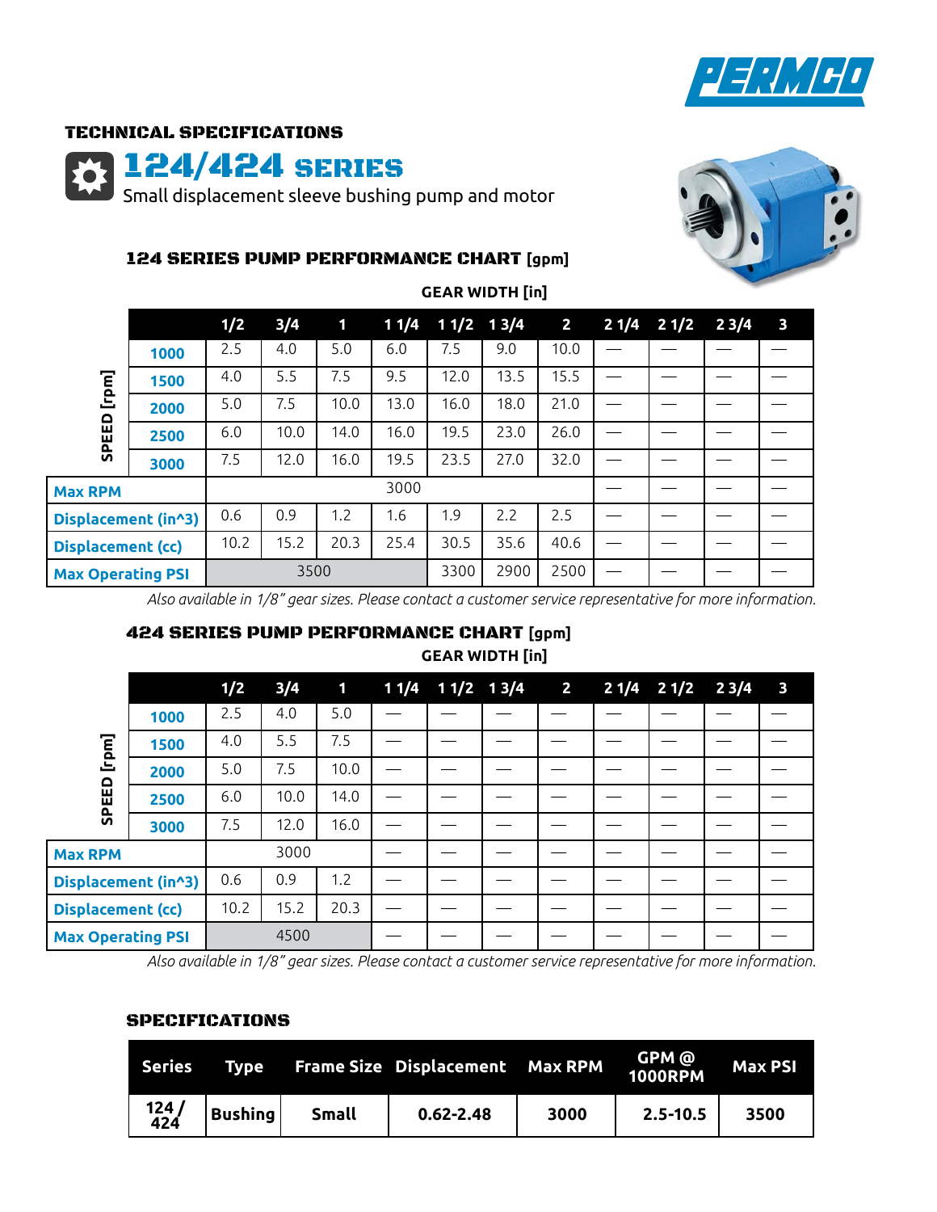PERMCO

**TECHNICAL SPECIFICATIONS**

# 124/424 SERIES

Small displacement sleeve bushing pump and motor

### 124 SERIES PUMP PERFORMANCE CHART [gpm]

GEAR WIDTH [in]

| | | 1/2 | 3/4 | 1 | 1 1/4 | 1 1/2 | 1 3/4 | 2 | 2 1/4 | 2 1/2 | 2 3/4 | 3 |
|---|---|---|---|---|---|---|---|---|---|---|---|---|
| SPEED [rpm] | 1000 | 2.5 | 4.0 | 5.0 | 6.0 | 7.5 | 9.0 | 10.0 | — | — | — | — |
| | 1500 | 4.0 | 5.5 | 7.5 | 9.5 | 12.0 | 13.5 | 15.5 | — | — | — | — |
| | 2000 | 5.0 | 7.5 | 10.0 | 13.0 | 16.0 | 18.0 | 21.0 | — | — | — | — |
| | 2500 | 6.0 | 10.0 | 14.0 | 16.0 | 19.5 | 23.0 | 26.0 | — | — | — | — |
| | 3000 | 7.5 | 12.0 | 16.0 | 19.5 | 23.5 | 27.0 | 32.0 | — | — | — | — |
| Max RPM | | 3000 | | | | | | | — | — | — | — |
| Displacement (in^3) | | 0.6 | 0.9 | 1.2 | 1.6 | 1.9 | 2.2 | 2.5 | — | — | — | — |
| Displacement (cc) | | 10.2 | 15.2 | 20.3 | 25.4 | 30.5 | 35.6 | 40.6 | — | — | — | — |
| Max Operating PSI | | 3500 | | | | 3300 | 2900 | 2500 | — | — | — | — |

*Also available in 1/8" gear sizes. Please contact a customer service representative for more information.*

### 424 SERIES PUMP PERFORMANCE CHART [gpm]

GEAR WIDTH [in]

| | | 1/2 | 3/4 | 1 | 1 1/4 | 1 1/2 | 1 3/4 | 2 | 2 1/4 | 2 1/2 | 2 3/4 | 3 |
|---|---|---|---|---|---|---|---|---|---|---|---|---|
| SPEED [rpm] | 1000 | 2.5 | 4.0 | 5.0 | — | — | — | — | — | — | — | — |
| | 1500 | 4.0 | 5.5 | 7.5 | — | — | — | — | — | — | — | — |
| | 2000 | 5.0 | 7.5 | 10.0 | — | — | — | — | — | — | — | — |
| | 2500 | 6.0 | 10.0 | 14.0 | — | — | — | — | — | — | — | — |
| | 3000 | 7.5 | 12.0 | 16.0 | — | — | — | — | — | — | — | — |
| Max RPM | | 3000 | | | — | — | — | — | — | — | — | — |
| Displacement (in^3) | | 0.6 | 0.9 | 1.2 | — | — | — | — | — | — | — | — |
| Displacement (cc) | | 10.2 | 15.2 | 20.3 | — | — | — | — | — | — | — | — |
| Max Operating PSI | | 4500 | | | — | — | — | — | — | — | — | — |

*Also available in 1/8" gear sizes. Please contact a customer service representative for more information.*

### SPECIFICATIONS

| Series | Type | Frame Size | Displacement | Max RPM | GPM @ 1000RPM | Max PSI |
|---|---|---|---|---|---|---|
| 124 / 424 | Bushing | Small | 0.62-2.48 | 3000 | 2.5-10.5 | 3500 |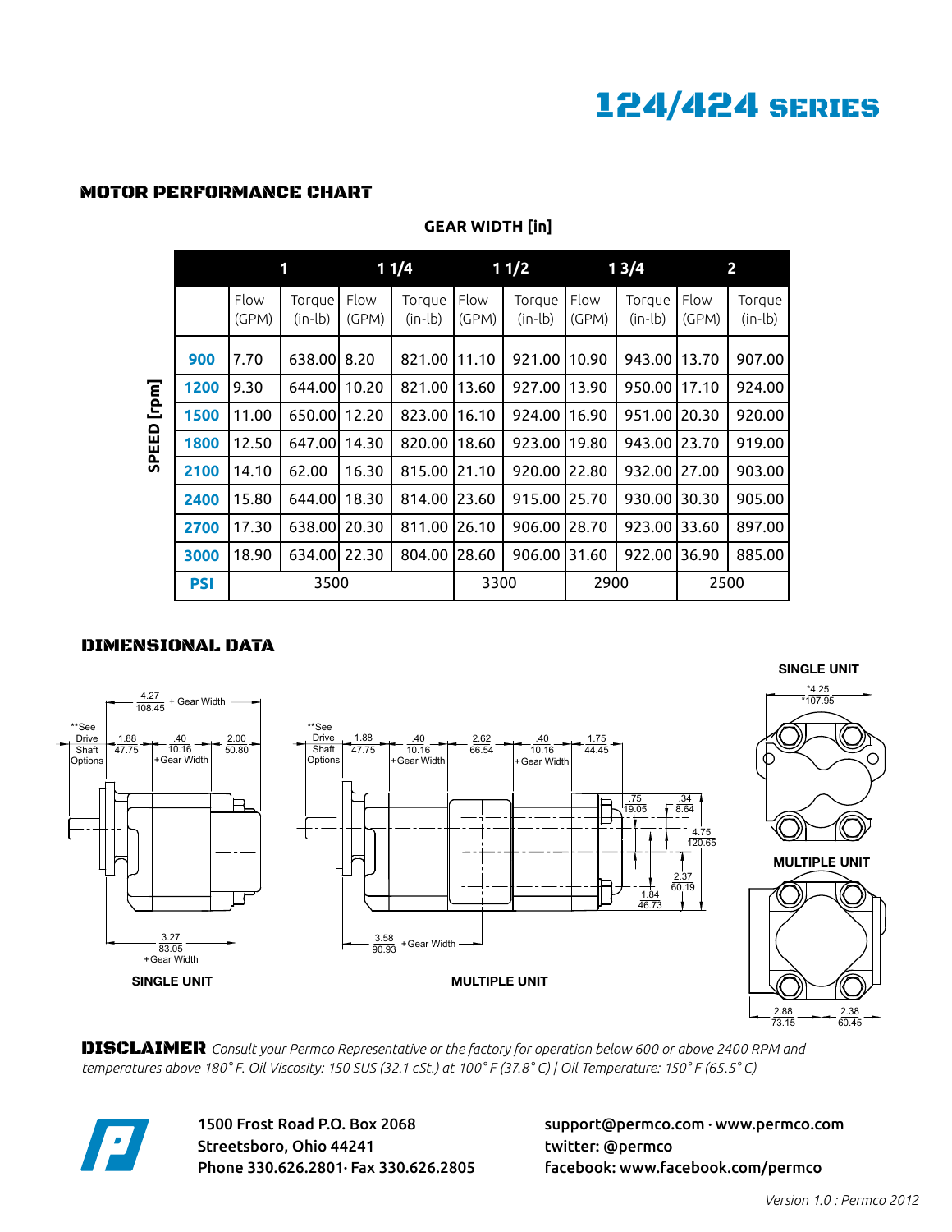# 124/424 SERIES

## MOTOR PERFORMANCE CHART

**GEAR WIDTH [in]**

| SPEED [rpm] | 1 | | 1 1/4 | | 1 1/2 | | 1 3/4 | | 2 | |
|---|---|---|---|---|---|---|---|---|---|---|
| | Flow (GPM) | Torque (in-lb) | Flow (GPM) | Torque (in-lb) | Flow (GPM) | Torque (in-lb) | Flow (GPM) | Torque (in-lb) | Flow (GPM) | Torque (in-lb) |
| **900** | 7.70 | 638.00 | 8.20 | 821.00 | 11.10 | 921.00 | 10.90 | 943.00 | 13.70 | 907.00 |
| **1200** | 9.30 | 644.00 | 10.20 | 821.00 | 13.60 | 927.00 | 13.90 | 950.00 | 17.10 | 924.00 |
| **1500** | 11.00 | 650.00 | 12.20 | 823.00 | 16.10 | 924.00 | 16.90 | 951.00 | 20.30 | 920.00 |
| **1800** | 12.50 | 647.00 | 14.30 | 820.00 | 18.60 | 923.00 | 19.80 | 943.00 | 23.70 | 919.00 |
| **2100** | 14.10 | 62.00 | 16.30 | 815.00 | 21.10 | 920.00 | 22.80 | 932.00 | 27.00 | 903.00 |
| **2400** | 15.80 | 644.00 | 18.30 | 814.00 | 23.60 | 915.00 | 25.70 | 930.00 | 30.30 | 905.00 |
| **2700** | 17.30 | 638.00 | 20.30 | 811.00 | 26.10 | 906.00 | 28.70 | 923.00 | 33.60 | 897.00 |
| **3000** | 18.90 | 634.00 | 22.30 | 804.00 | 28.60 | 906.00 | 31.60 | 922.00 | 36.90 | 885.00 |
| **PSI** | 3500 | | | | 3300 | | 2900 | | 2500 | |

## DIMENSIONAL DATA

4.27
108.45
+ Gear Width
**See Drive Shaft Options
1.88
47.75
.40
10.16
+Gear Width
2.00
50.80
3.27
83.05
+Gear Width

SINGLE UNIT

**See Drive Shaft Options
1.88
47.75
.40
10.16
+Gear Width
2.62
66.54
.40
10.16
+Gear Width
1.75
44.45
.75
19.05
.34
8.64
4.75
120.65
2.37
60.19
1.84
46.73
3.58
90.93
+Gear Width

MULTIPLE UNIT

SINGLE UNIT
*4.25
*107.95

MULTIPLE UNIT
2.88
73.15
2.38
60.45

**DISCLAIMER** *Consult your Permco Representative or the factory for operation below 600 or above 2400 RPM and temperatures above 180° F. Oil Viscosity: 150 SUS (32.1 cSt.) at 100° F (37.8° C) | Oil Temperature: 150° F (65.5° C)*

1500 Frost Road P.O. Box 2068
Streetsboro, Ohio 44241
Phone 330.626.2801· Fax 330.626.2805

support@permco.com · www.permco.com
twitter: @permco
facebook: www.facebook.com/permco

*Version 1.0 : Permco 2012*